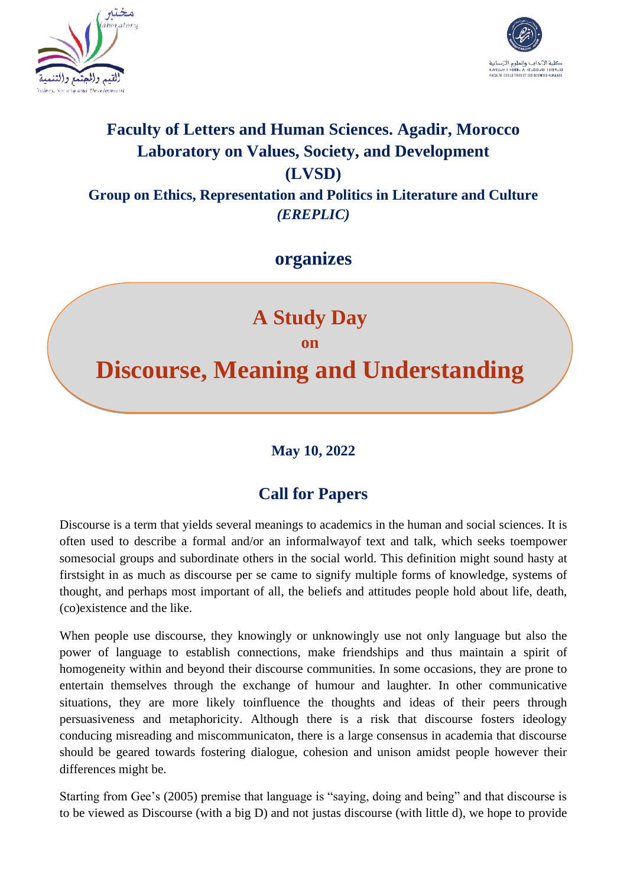# Faculty of Letters and Human Sciences. Agadir, Morocco

## Laboratory on Values, Society, and Development (LVSD)

### Group on Ethics, Representation and Politics in Literature and Culture *(EREPLIC)*

**organizes**

## A Study Day

**on**

# Discourse, Meaning and Understanding

**May 10, 2022**

## Call for Papers

Discourse is a term that yields several meanings to academics in the human and social sciences. It is often used to describe a formal and/or an informalwayof text and talk, which seeks toempower somesocial groups and subordinate others in the social world. This definition might sound hasty at firstsight in as much as discourse per se came to signify multiple forms of knowledge, systems of thought, and perhaps most important of all, the beliefs and attitudes people hold about life, death, (co)existence and the like.

When people use discourse, they knowingly or unknowingly use not only language but also the power of language to establish connections, make friendships and thus maintain a spirit of homogeneity within and beyond their discourse communities. In some occasions, they are prone to entertain themselves through the exchange of humour and laughter. In other communicative situations, they are more likely toinfluence the thoughts and ideas of their peers through persuasiveness and metaphoricity. Although there is a risk that discourse fosters ideology conducing misreading and miscommunicaton, there is a large consensus in academia that discourse should be geared towards fostering dialogue, cohesion and unison amidst people however their differences might be.

Starting from Gee's (2005) premise that language is "saying, doing and being" and that discourse is to be viewed as Discourse (with a big D) and not justas discourse (with little d), we hope to provide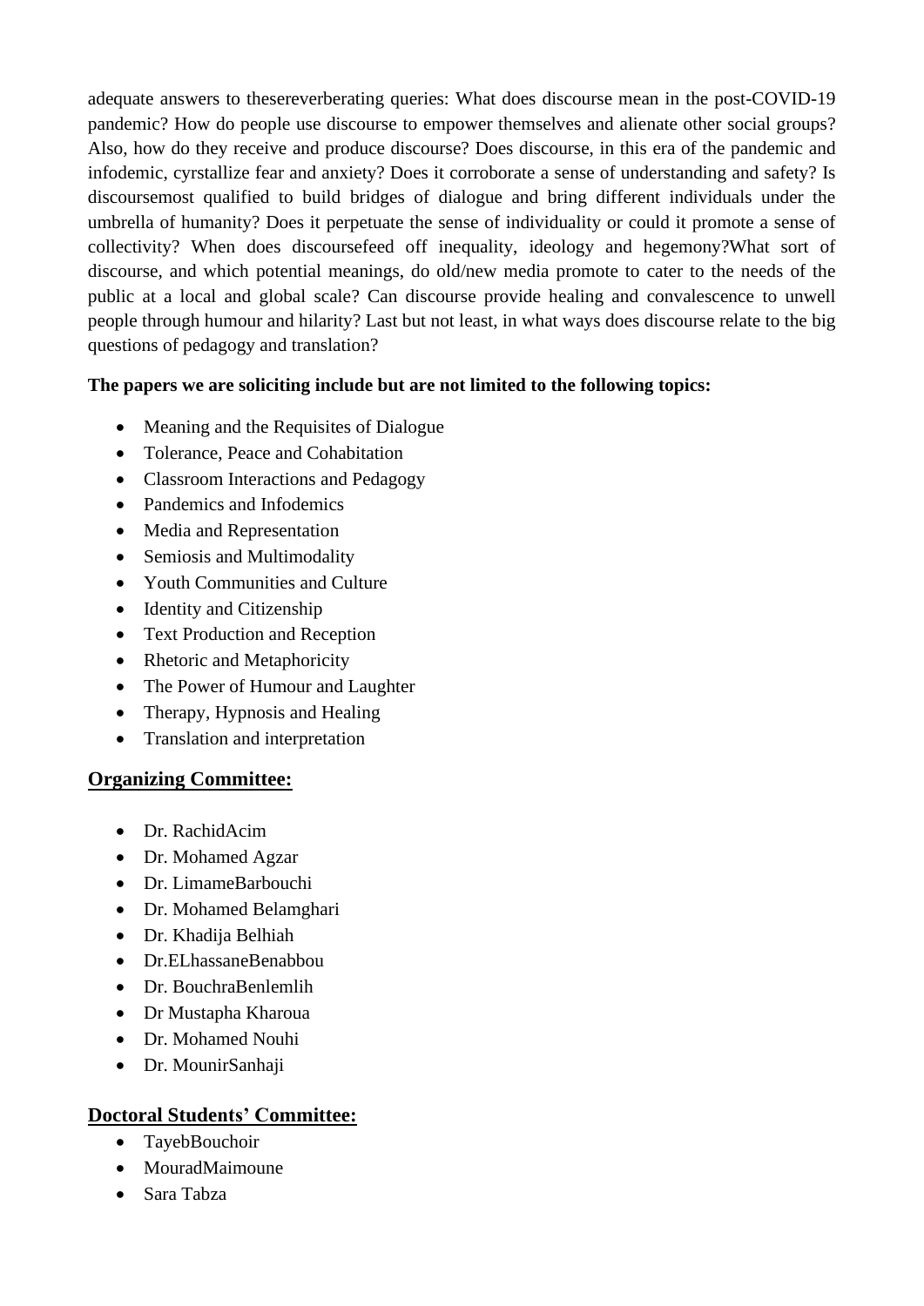adequate answers to thesereverberating queries: What does discourse mean in the post-COVID-19 pandemic? How do people use discourse to empower themselves and alienate other social groups? Also, how do they receive and produce discourse? Does discourse, in this era of the pandemic and infodemic, cyrstallize fear and anxiety? Does it corroborate a sense of understanding and safety? Is discoursemost qualified to build bridges of dialogue and bring different individuals under the umbrella of humanity? Does it perpetuate the sense of individuality or could it promote a sense of collectivity? When does discoursefeed off inequality, ideology and hegemony?What sort of discourse, and which potential meanings, do old/new media promote to cater to the needs of the public at a local and global scale? Can discourse provide healing and convalescence to unwell people through humour and hilarity? Last but not least, in what ways does discourse relate to the big questions of pedagogy and translation?

**The papers we are soliciting include but are not limited to the following topics:**

- Meaning and the Requisites of Dialogue
- Tolerance, Peace and Cohabitation
- Classroom Interactions and Pedagogy
- Pandemics and Infodemics
- Media and Representation
- Semiosis and Multimodality
- Youth Communities and Culture
- Identity and Citizenship
- Text Production and Reception
- Rhetoric and Metaphoricity
- The Power of Humour and Laughter
- Therapy, Hypnosis and Healing
- Translation and interpretation

## Organizing Committee:

- Dr. RachidAcim
- Dr. Mohamed Agzar
- Dr. LimameBarbouchi
- Dr. Mohamed Belamghari
- Dr. Khadija Belhiah
- Dr.ELhassaneBenabbou
- Dr. BouchraBenlemlih
- Dr Mustapha Kharoua
- Dr. Mohamed Nouhi
- Dr. MounirSanhaji

## Doctoral Students' Committee:

- TayebBouchoir
- MouradMaimoune
- Sara Tabza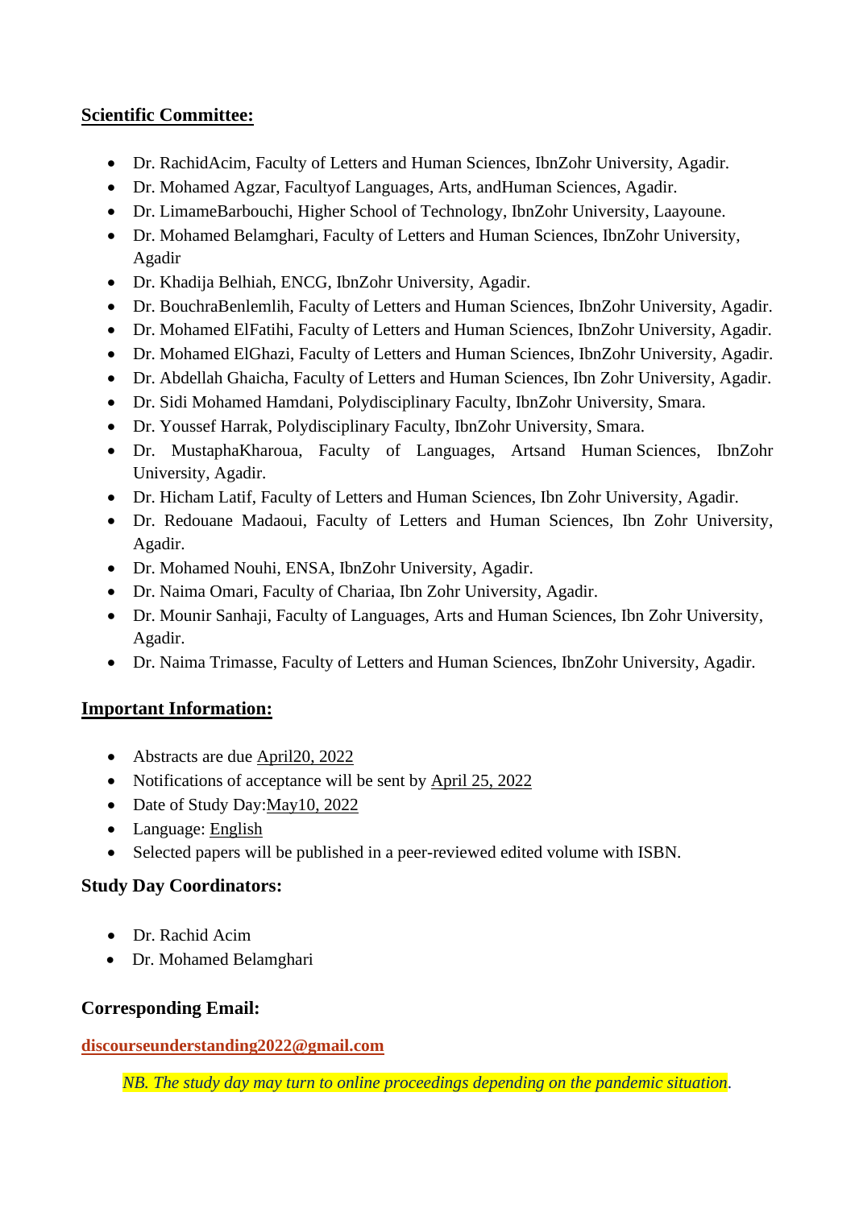**Scientific Committee:**

- Dr. RachidAcim, Faculty of Letters and Human Sciences, IbnZohr University, Agadir.
- Dr. Mohamed Agzar, Facultyof Languages, Arts, andHuman Sciences, Agadir.
- Dr. LimameBarbouchi, Higher School of Technology, IbnZohr University, Laayoune.
- Dr. Mohamed Belamghari, Faculty of Letters and Human Sciences, IbnZohr University, Agadir
- Dr. Khadija Belhiah, ENCG, IbnZohr University, Agadir.
- Dr. BouchraBenlemlih, Faculty of Letters and Human Sciences, IbnZohr University, Agadir.
- Dr. Mohamed ElFatihi, Faculty of Letters and Human Sciences, IbnZohr University, Agadir.
- Dr. Mohamed ElGhazi, Faculty of Letters and Human Sciences, IbnZohr University, Agadir.
- Dr. Abdellah Ghaicha, Faculty of Letters and Human Sciences, Ibn Zohr University, Agadir.
- Dr. Sidi Mohamed Hamdani, Polydisciplinary Faculty, IbnZohr University, Smara.
- Dr. Youssef Harrak, Polydisciplinary Faculty, IbnZohr University, Smara.
- Dr. MustaphaKharoua, Faculty of Languages, Artsand Human Sciences, IbnZohr University, Agadir.
- Dr. Hicham Latif, Faculty of Letters and Human Sciences, Ibn Zohr University, Agadir.
- Dr. Redouane Madaoui, Faculty of Letters and Human Sciences, Ibn Zohr University, Agadir.
- Dr. Mohamed Nouhi, ENSA, IbnZohr University, Agadir.
- Dr. Naima Omari, Faculty of Chariaa, Ibn Zohr University, Agadir.
- Dr. Mounir Sanhaji, Faculty of Languages, Arts and Human Sciences, Ibn Zohr University, Agadir.
- Dr. Naima Trimasse, Faculty of Letters and Human Sciences, IbnZohr University, Agadir.

**Important Information:**

- Abstracts are due April20, 2022
- Notifications of acceptance will be sent by April 25, 2022
- Date of Study Day:May10, 2022
- Language: English
- Selected papers will be published in a peer-reviewed edited volume with ISBN.

**Study Day Coordinators:**

- Dr. Rachid Acim
- Dr. Mohamed Belamghari

**Corresponding Email:**

**discourseunderstanding2022@gmail.com**

*NB. The study day may turn to online proceedings depending on the pandemic situation.*